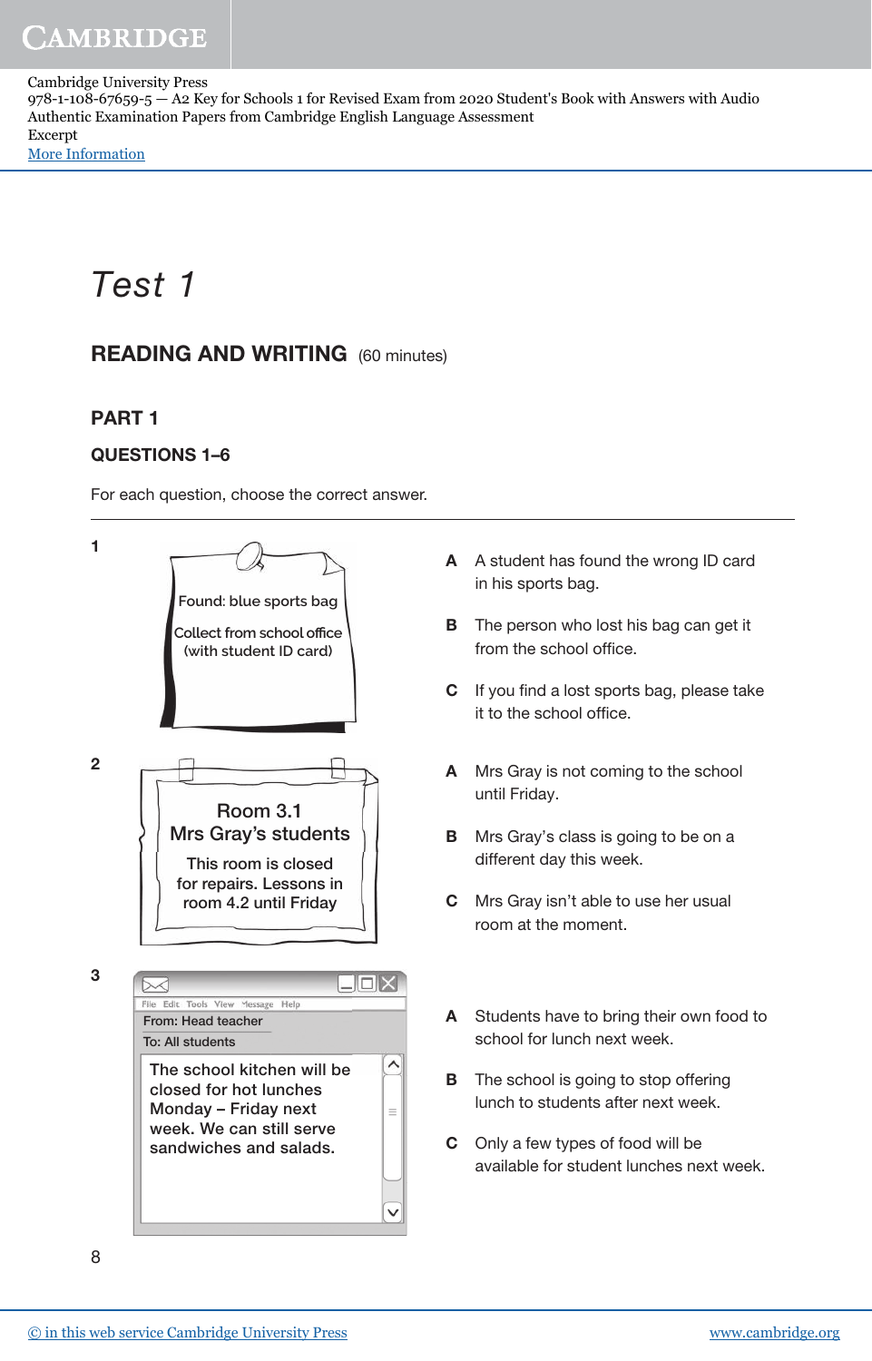Cambridge University Press
978-1-108-67659-5 — A2 Key for Schools 1 for Revised Exam from 2020 Student's Book with Answers with Audio
Authentic Examination Papers from Cambridge English Language Assessment
Excerpt
More Information

# *Test 1*

## READING AND WRITING (60 minutes)

### PART 1

#### QUESTIONS 1–6

For each question, choose the correct answer.

---

**1**

Found: blue sports bag

Collect from school office
(with student ID card)

**A** A student has found the wrong ID card in his sports bag.

**B** The person who lost his bag can get it from the school office.

**C** If you find a lost sports bag, please take it to the school office.

**2**

Room 3.1
Mrs Gray's students

This room is closed for repairs. Lessons in room 4.2 until Friday

**A** Mrs Gray is not coming to the school until Friday.

**B** Mrs Gray's class is going to be on a different day this week.

**C** Mrs Gray isn't able to use her usual room at the moment.

**3**

File Edit Tools View Message Help

From: Head teacher
To: All students

The school kitchen will be closed for hot lunches Monday – Friday next week. We can still serve sandwiches and salads.

**A** Students have to bring their own food to school for lunch next week.

**B** The school is going to stop offering lunch to students after next week.

**C** Only a few types of food will be available for student lunches next week.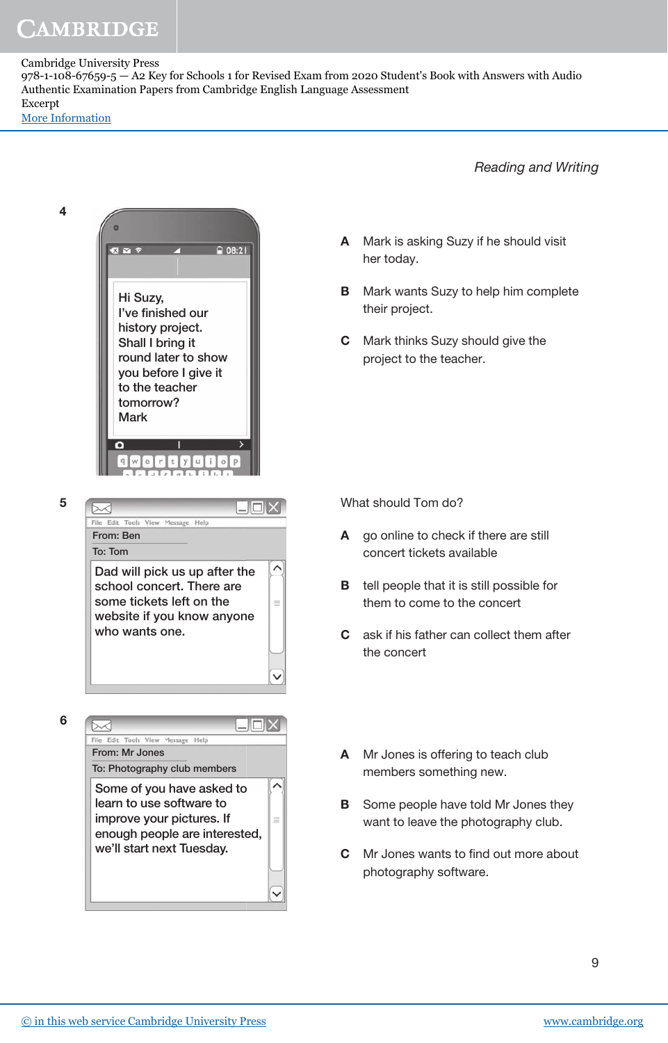Cambridge University Press
978-1-108-67659-5 — A2 Key for Schools 1 for Revised Exam from 2020 Student's Book with Answers with Audio
Authentic Examination Papers from Cambridge English Language Assessment
Excerpt
More Information

*Reading and Writing*

**4**

Hi Suzy,
I've finished our history project. Shall I bring it round later to show you before I give it to the teacher tomorrow?
Mark

**A** Mark is asking Suzy if he should visit her today.

**B** Mark wants Suzy to help him complete their project.

**C** Mark thinks Suzy should give the project to the teacher.

**5**

From: Ben
To: Tom

Dad will pick us up after the school concert. There are some tickets left on the website if you know anyone who wants one.

What should Tom do?

**A** go online to check if there are still concert tickets available

**B** tell people that it is still possible for them to come to the concert

**C** ask if his father can collect them after the concert

**6**

From: Mr Jones
To: Photography club members

Some of you have asked to learn to use software to improve your pictures. If enough people are interested, we'll start next Tuesday.

**A** Mr Jones is offering to teach club members something new.

**B** Some people have told Mr Jones they want to leave the photography club.

**C** Mr Jones wants to find out more about photography software.

© in this web service Cambridge University Press www.cambridge.org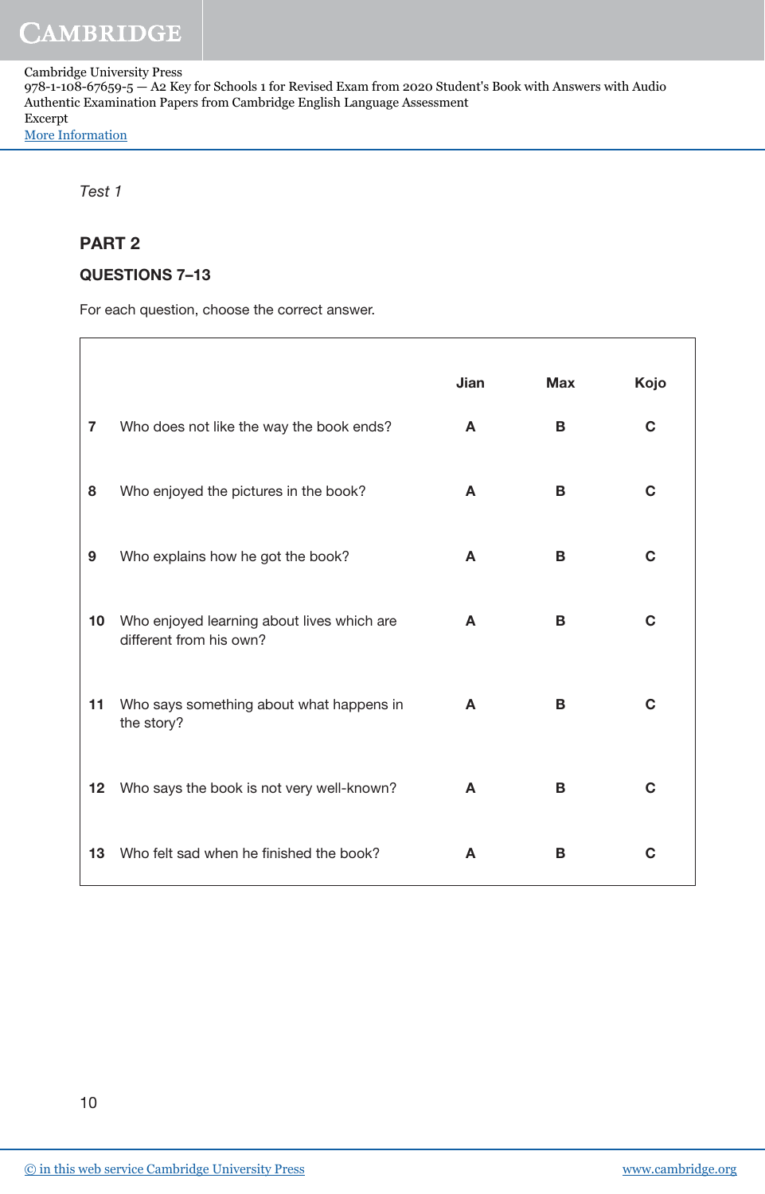*Test 1*

## PART 2

### QUESTIONS 7–13

For each question, choose the correct answer.

| | | Jian | Max | Kojo |
|---|---|---|---|---|
| 7 | Who does not like the way the book ends? | A | B | C |
| 8 | Who enjoyed the pictures in the book? | A | B | C |
| 9 | Who explains how he got the book? | A | B | C |
| 10 | Who enjoyed learning about lives which are different from his own? | A | B | C |
| 11 | Who says something about what happens in the story? | A | B | C |
| 12 | Who says the book is not very well-known? | A | B | C |
| 13 | Who felt sad when he finished the book? | A | B | C |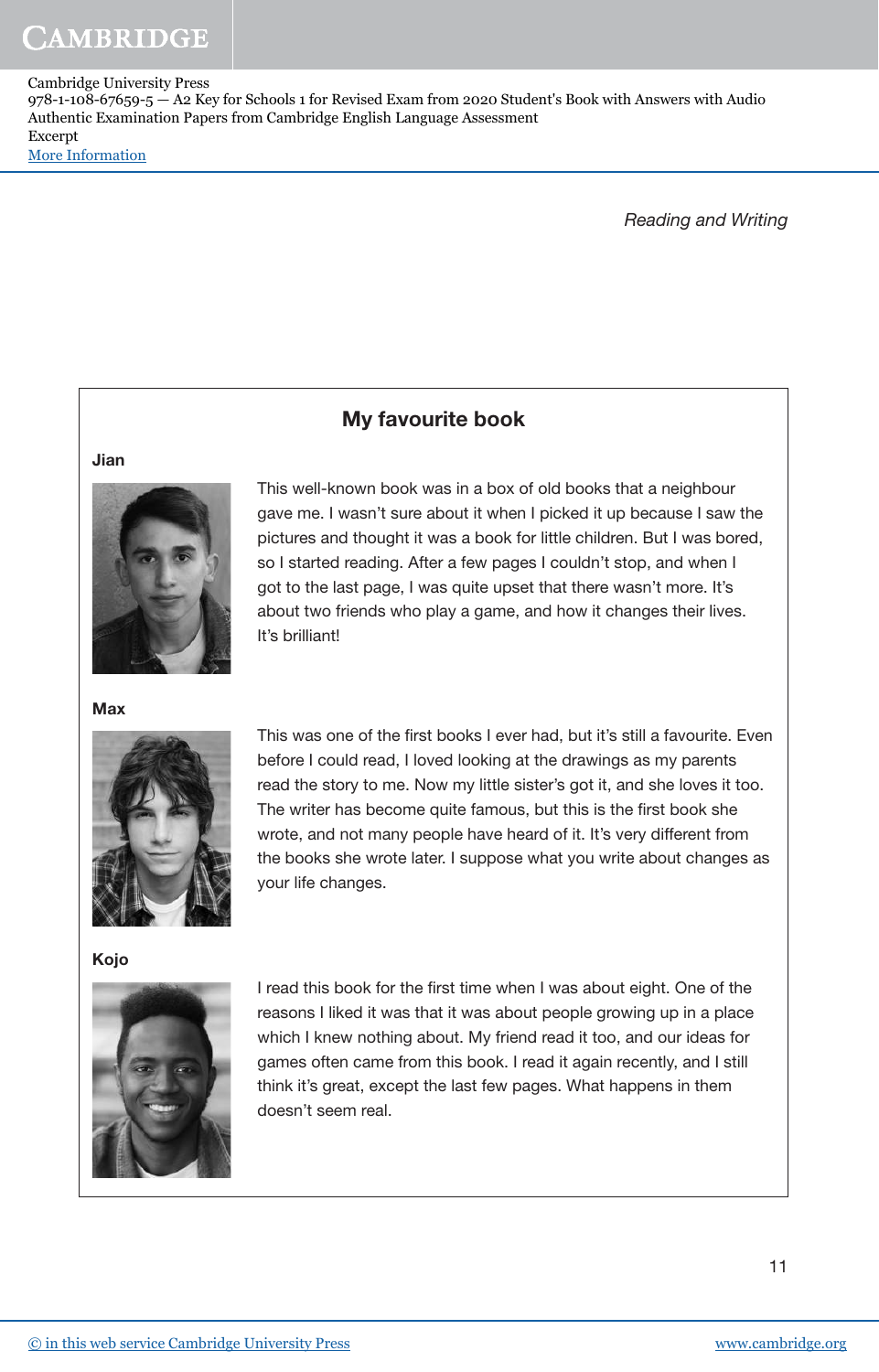Cambridge University Press
978-1-108-67659-5 — A2 Key for Schools 1 for Revised Exam from 2020 Student's Book with Answers with Audio
Authentic Examination Papers from Cambridge English Language Assessment
Excerpt
More Information

## My favourite book

**Jian**

This well-known book was in a box of old books that a neighbour gave me. I wasn't sure about it when I picked it up because I saw the pictures and thought it was a book for little children. But I was bored, so I started reading. After a few pages I couldn't stop, and when I got to the last page, I was quite upset that there wasn't more. It's about two friends who play a game, and how it changes their lives. It's brilliant!

**Max**

This was one of the first books I ever had, but it's still a favourite. Even before I could read, I loved looking at the drawings as my parents read the story to me. Now my little sister's got it, and she loves it too. The writer has become quite famous, but this is the first book she wrote, and not many people have heard of it. It's very different from the books she wrote later. I suppose what you write about changes as your life changes.

**Kojo**

I read this book for the first time when I was about eight. One of the reasons I liked it was that it was about people growing up in a place which I knew nothing about. My friend read it too, and our ideas for games often came from this book. I read it again recently, and I still think it's great, except the last few pages. What happens in them doesn't seem real.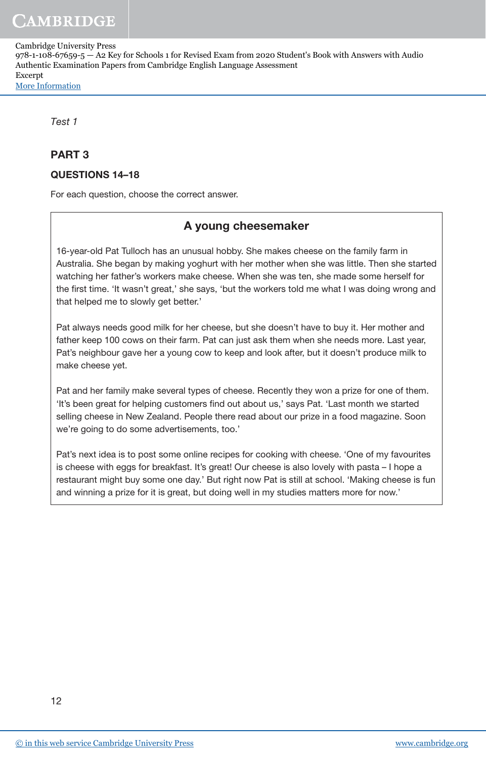*Test 1*

## PART 3

### QUESTIONS 14–18

For each question, choose the correct answer.

### A young cheesemaker

16-year-old Pat Tulloch has an unusual hobby. She makes cheese on the family farm in Australia. She began by making yoghurt with her mother when she was little. Then she started watching her father's workers make cheese. When she was ten, she made some herself for the first time. 'It wasn't great,' she says, 'but the workers told me what I was doing wrong and that helped me to slowly get better.'

Pat always needs good milk for her cheese, but she doesn't have to buy it. Her mother and father keep 100 cows on their farm. Pat can just ask them when she needs more. Last year, Pat's neighbour gave her a young cow to keep and look after, but it doesn't produce milk to make cheese yet.

Pat and her family make several types of cheese. Recently they won a prize for one of them. 'It's been great for helping customers find out about us,' says Pat. 'Last month we started selling cheese in New Zealand. People there read about our prize in a food magazine. Soon we're going to do some advertisements, too.'

Pat's next idea is to post some online recipes for cooking with cheese. 'One of my favourites is cheese with eggs for breakfast. It's great! Our cheese is also lovely with pasta – I hope a restaurant might buy some one day.' But right now Pat is still at school. 'Making cheese is fun and winning a prize for it is great, but doing well in my studies matters more for now.'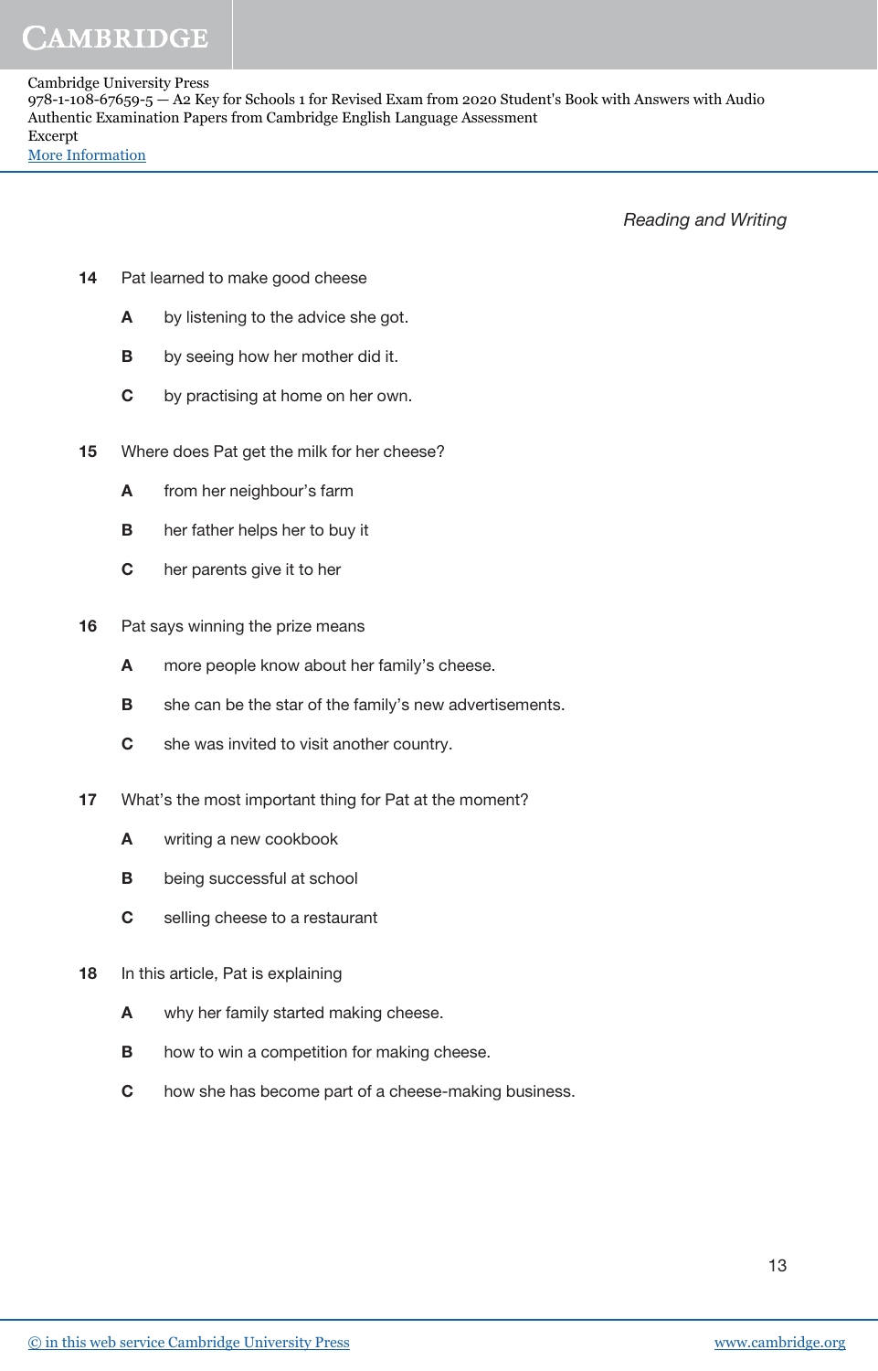**14** Pat learned to make good cheese

**A** by listening to the advice she got.

**B** by seeing how her mother did it.

**C** by practising at home on her own.

**15** Where does Pat get the milk for her cheese?

**A** from her neighbour's farm

**B** her father helps her to buy it

**C** her parents give it to her

**16** Pat says winning the prize means

**A** more people know about her family's cheese.

**B** she can be the star of the family's new advertisements.

**C** she was invited to visit another country.

**17** What's the most important thing for Pat at the moment?

**A** writing a new cookbook

**B** being successful at school

**C** selling cheese to a restaurant

**18** In this article, Pat is explaining

**A** why her family started making cheese.

**B** how to win a competition for making cheese.

**C** how she has become part of a cheese-making business.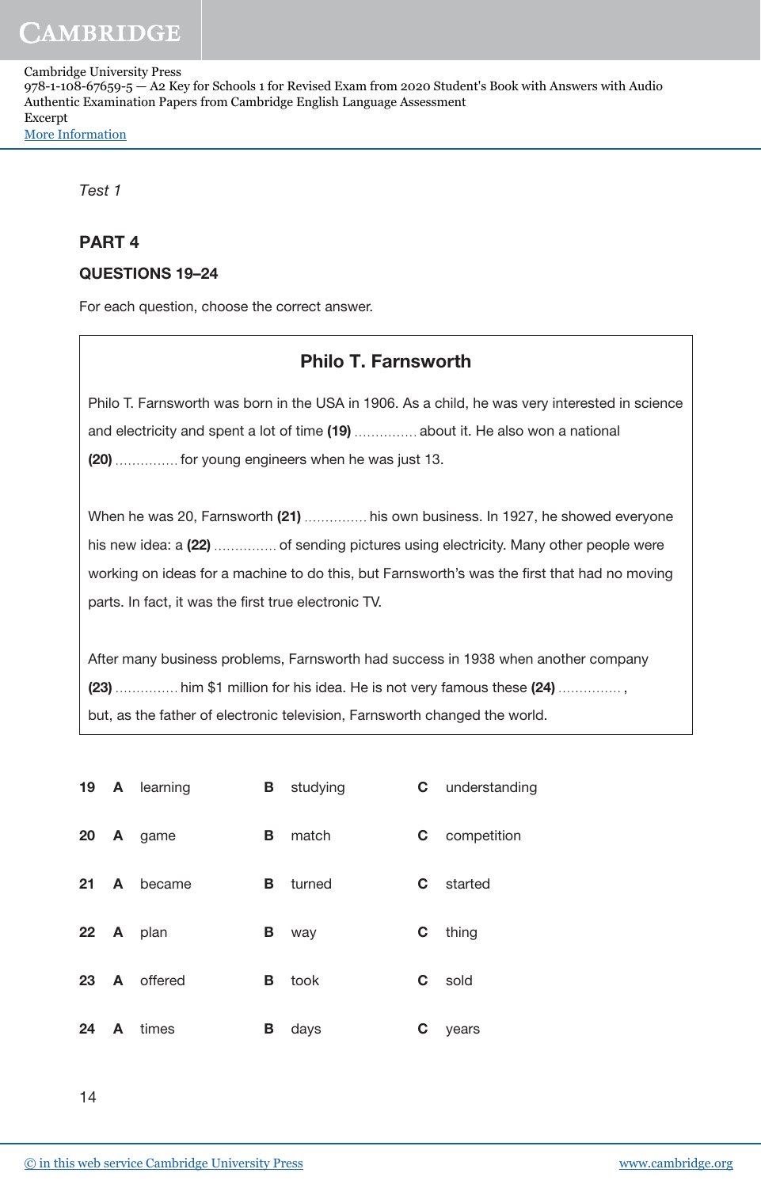*Test 1*

## PART 4

### QUESTIONS 19–24

For each question, choose the correct answer.

### Philo T. Farnsworth

Philo T. Farnsworth was born in the USA in 1906. As a child, he was very interested in science and electricity and spent a lot of time **(19)** .............. about it. He also won a national **(20)** .............. for young engineers when he was just 13.

When he was 20, Farnsworth **(21)** .............. his own business. In 1927, he showed everyone his new idea: a **(22)** .............. of sending pictures using electricity. Many other people were working on ideas for a machine to do this, but Farnsworth's was the first that had no moving parts. In fact, it was the first true electronic TV.

After many business problems, Farnsworth had success in 1938 when another company **(23)** .............. him $1 million for his idea. He is not very famous these **(24)** .............. , but, as the father of electronic television, Farnsworth changed the world.

| | | | | |
|---|---|---|---|---|
| **19** | **A** learning | **B** studying | **C** understanding |
| **20** | **A** game | **B** match | **C** competition |
| **21** | **A** became | **B** turned | **C** started |
| **22** | **A** plan | **B** way | **C** thing |
| **23** | **A** offered | **B** took | **C** sold |
| **24** | **A** times | **B** days | **C** years |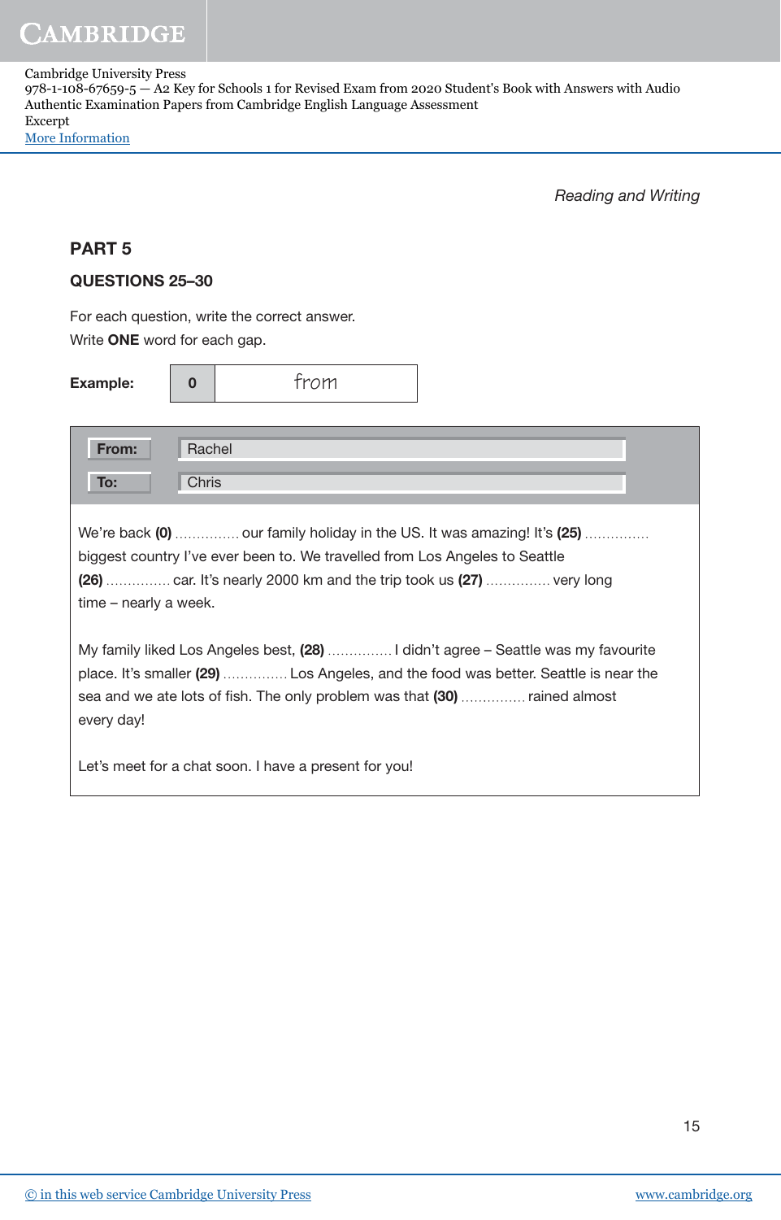Cambridge University Press
978-1-108-67659-5 — A2 Key for Schools 1 for Revised Exam from 2020 Student's Book with Answers with Audio
Authentic Examination Papers from Cambridge English Language Assessment
Excerpt
More Information

*Reading and Writing*

## PART 5

### QUESTIONS 25–30

For each question, write the correct answer.
Write **ONE** word for each gap.

**Example:**

| 0 | from |
|---|---|

| | |
|---|---|
| **From:** | Rachel |
| **To:** | Chris |

We're back **(0)** ............... our family holiday in the US. It was amazing! It's **(25)** ............... biggest country I've ever been to. We travelled from Los Angeles to Seattle **(26)** ............... car. It's nearly 2000 km and the trip took us **(27)** ............... very long time – nearly a week.

My family liked Los Angeles best, **(28)** ............... I didn't agree – Seattle was my favourite place. It's smaller **(29)** ............... Los Angeles, and the food was better. Seattle is near the sea and we ate lots of fish. The only problem was that **(30)** ............... rained almost every day!

Let's meet for a chat soon. I have a present for you!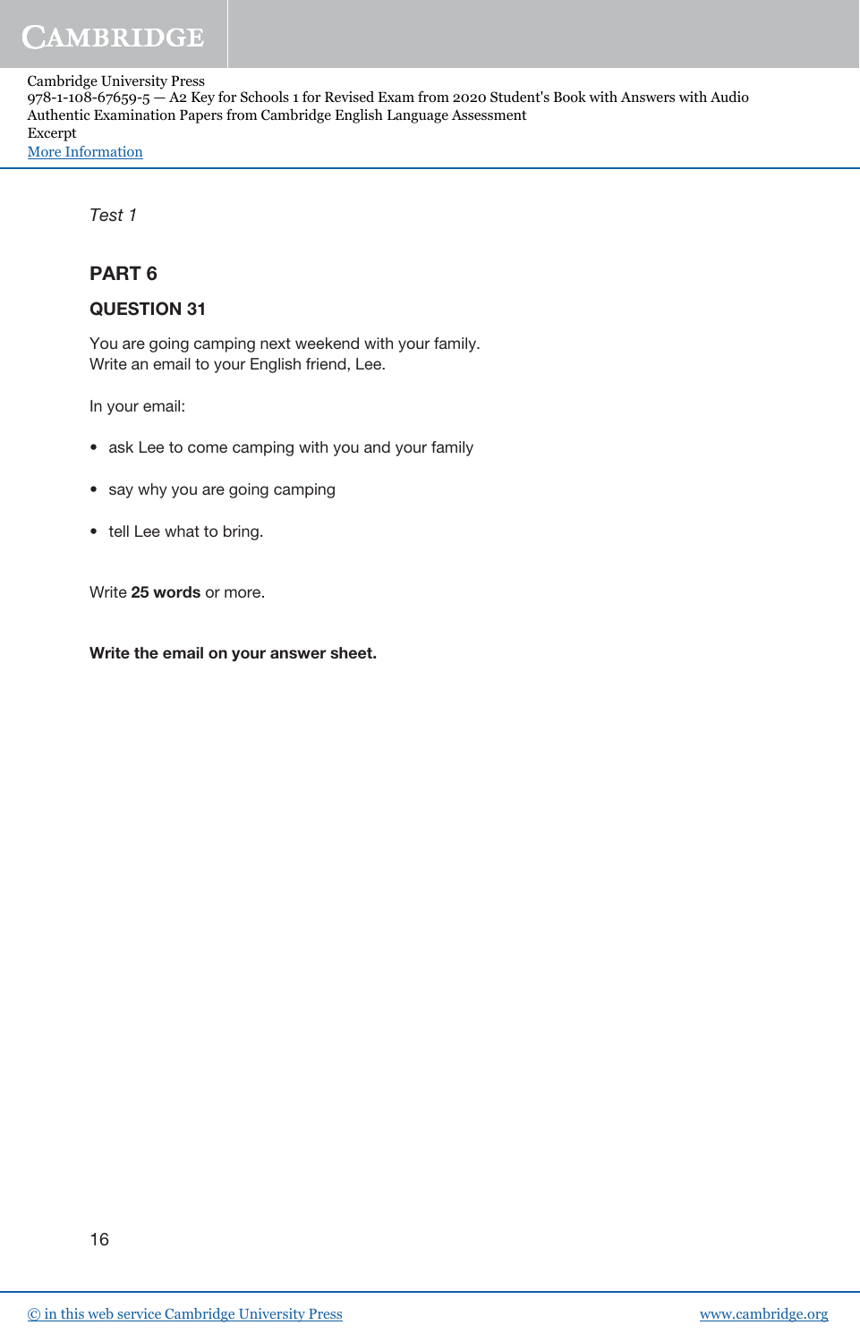*Test 1*

## PART 6

### QUESTION 31

You are going camping next weekend with your family.
Write an email to your English friend, Lee.

In your email:

- ask Lee to come camping with you and your family
- say why you are going camping
- tell Lee what to bring.

Write **25 words** or more.

**Write the email on your answer sheet.**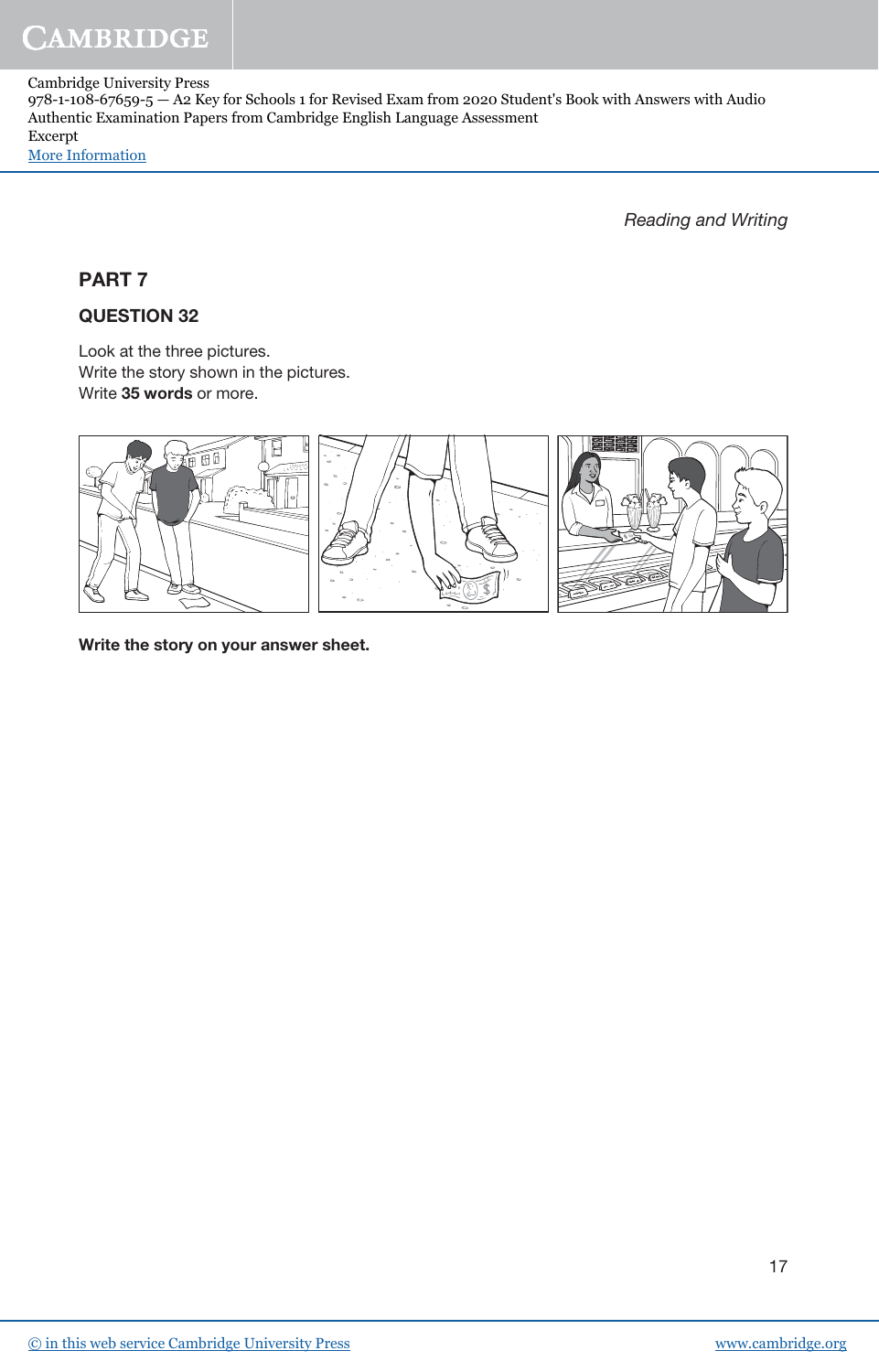## PART 7

### QUESTION 32

Look at the three pictures.
Write the story shown in the pictures.
Write **35 words** or more.

**Write the story on your answer sheet.**